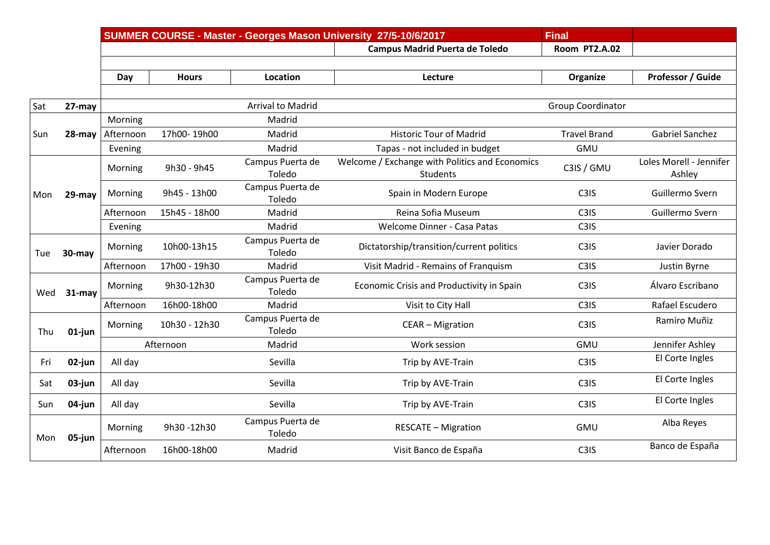| | | | | | | | |
|---|---|---|---|---|---|---|---|
| | | **SUMMER COURSE - Master - Georges Mason University 27/5-10/6/2017** | | | | **Final** | |
| | | | | | **Campus Madrid Puerta de Toledo** | **Room PT2.A.02** | |
| | | **Day** | **Hours** | **Location** | **Lecture** | **Organize** | **Professor / Guide** |
| Sat | **27-may** | | | Arrival to Madrid | | Group Coordinator | |
| Sun | **28-may** | Morning | | Madrid | | | |
| | | Afternoon | 17h00- 19h00 | Madrid | Historic Tour of Madrid | Travel Brand | Gabriel Sanchez |
| | | Evening | | Madrid | Tapas - not included in budget | GMU | |
| Mon | **29-may** | Morning | 9h30 - 9h45 | Campus Puerta de Toledo | Welcome / Exchange with Politics and Economics Students | C3IS / GMU | Loles Morell - Jennifer Ashley |
| | | Morning | 9h45 - 13h00 | Campus Puerta de Toledo | Spain in Modern Europe | C3IS | Guillermo Svern |
| | | Afternoon | 15h45 - 18h00 | Madrid | Reina Sofia Museum | C3IS | Guillermo Svern |
| | | Evening | | Madrid | Welcome Dinner - Casa Patas | C3IS | |
| Tue | **30-may** | Morning | 10h00-13h15 | Campus Puerta de Toledo | Dictatorship/transition/current politics | C3IS | Javier Dorado |
| | | Afternoon | 17h00 - 19h30 | Madrid | Visit Madrid - Remains of Franquism | C3IS | Justin Byrne |
| Wed | **31-may** | Morning | 9h30-12h30 | Campus Puerta de Toledo | Economic Crisis and Productivity in Spain | C3IS | Álvaro Escribano |
| | | Afternoon | 16h00-18h00 | Madrid | Visit to City Hall | C3IS | Rafael Escudero |
| Thu | **01-jun** | Morning | 10h30 - 12h30 | Campus Puerta de Toledo | CEAR – Migration | C3IS | Ramiro Muñiz |
| | | Afternoon | | Madrid | Work session | GMU | Jennifer Ashley |
| Fri | **02-jun** | All day | | Sevilla | Trip by AVE-Train | C3IS | El Corte Ingles |
| Sat | **03-jun** | All day | | Sevilla | Trip by AVE-Train | C3IS | El Corte Ingles |
| Sun | **04-jun** | All day | | Sevilla | Trip by AVE-Train | C3IS | El Corte Ingles |
| Mon | **05-jun** | Morning | 9h30 -12h30 | Campus Puerta de Toledo | RESCATE – Migration | GMU | Alba Reyes |
| | | Afternoon | 16h00-18h00 | Madrid | Visit Banco de España | C3IS | Banco de España |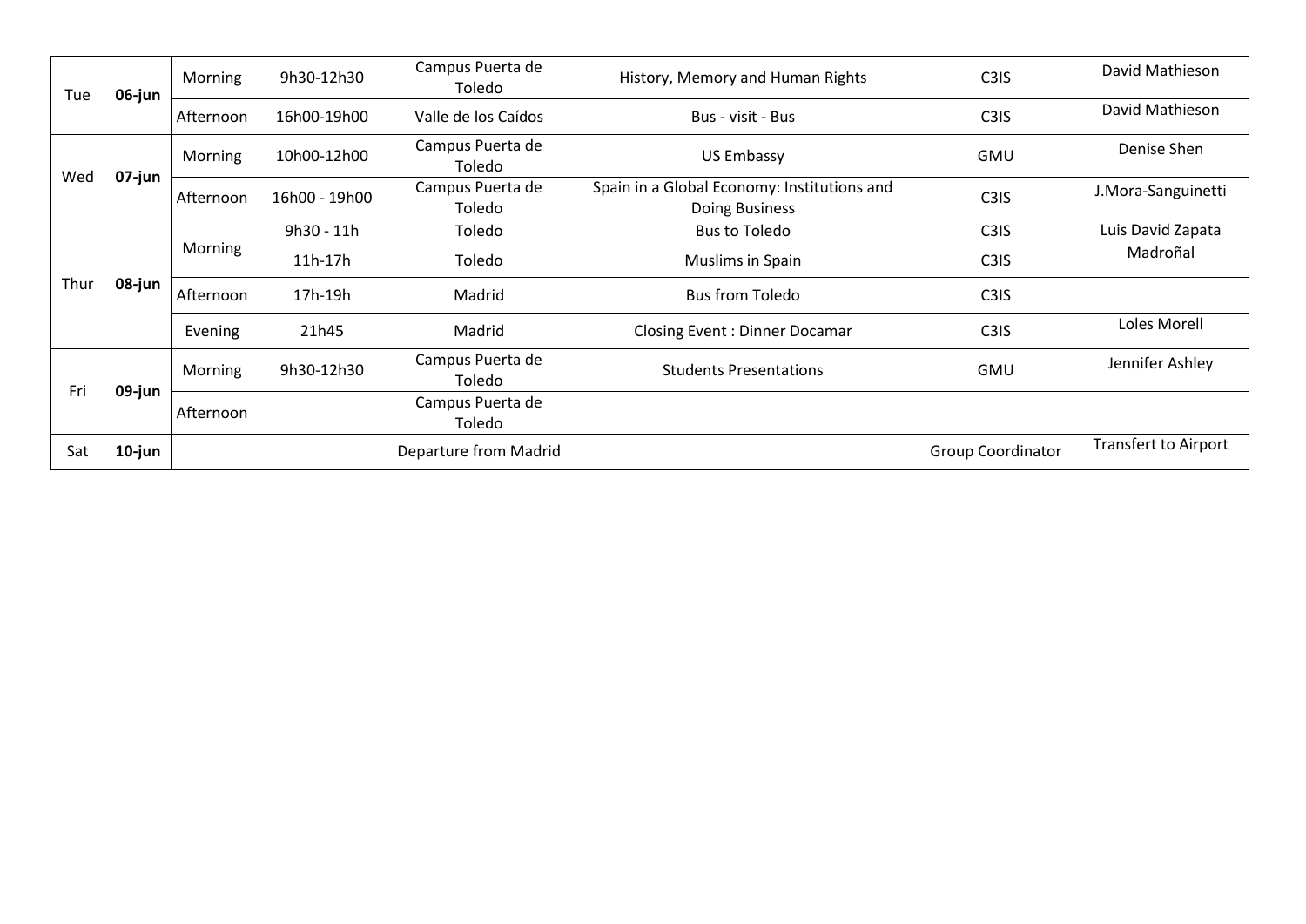| | | | | | | | |
|---|---|---|---|---|---|---|---|
| Tue | 06-jun | Morning | 9h30-12h30 | Campus Puerta de Toledo | History, Memory and Human Rights | C3IS | David Mathieson |
| | | Afternoon | 16h00-19h00 | Valle de los Caídos | Bus - visit - Bus | C3IS | David Mathieson |
| Wed | 07-jun | Morning | 10h00-12h00 | Campus Puerta de Toledo | US Embassy | GMU | Denise Shen |
| | | Afternoon | 16h00 - 19h00 | Campus Puerta de Toledo | Spain in a Global Economy: Institutions and Doing Business | C3IS | J.Mora-Sanguinetti |
| Thur | 08-jun | Morning | 9h30 - 11h | Toledo | Bus to Toledo | C3IS | Luis David Zapata Madroñal |
| | | | 11h-17h | Toledo | Muslims in Spain | C3IS | |
| | | Afternoon | 17h-19h | Madrid | Bus from Toledo | C3IS | |
| | | Evening | 21h45 | Madrid | Closing Event : Dinner Docamar | C3IS | Loles Morell |
| Fri | 09-jun | Morning | 9h30-12h30 | Campus Puerta de Toledo | Students Presentations | GMU | Jennifer Ashley |
| | | Afternoon | | Campus Puerta de Toledo | | | |
| Sat | 10-jun | | | Departure from Madrid | | Group Coordinator | Transfert to Airport |